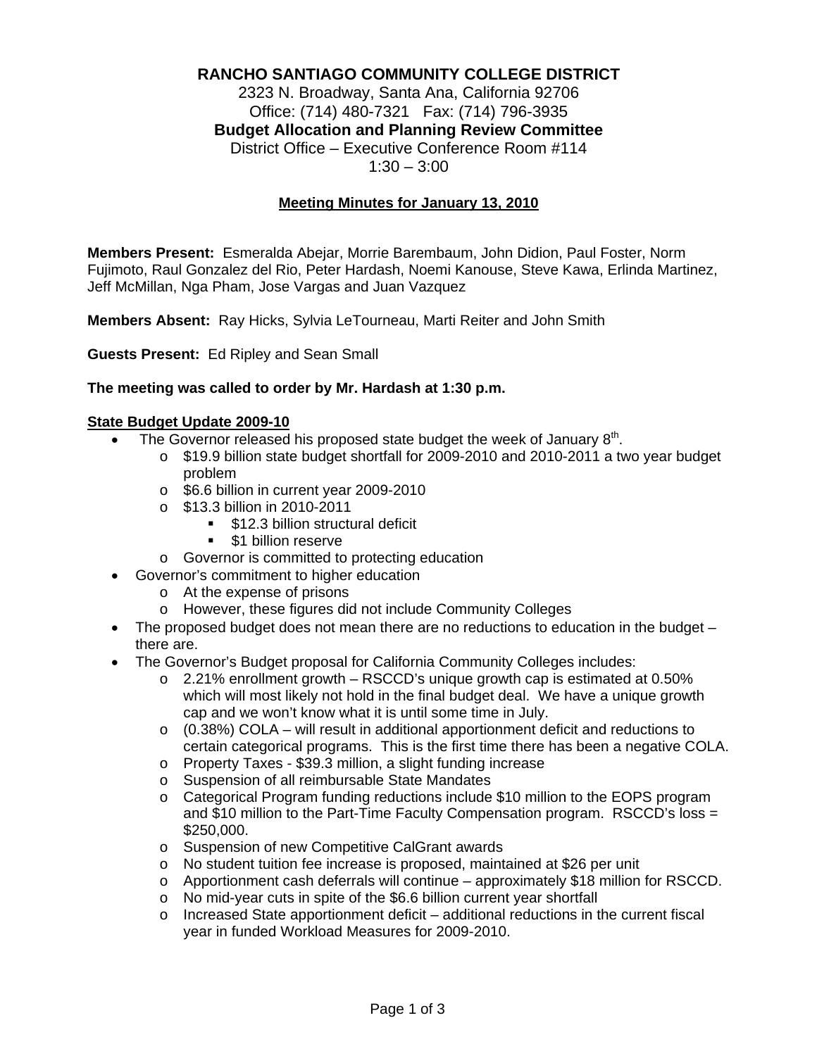# RANCHO SANTIAGO COMMUNITY COLLEGE DISTRICT

2323 N. Broadway, Santa Ana, California 92706
Office: (714) 480-7321 Fax: (714) 796-3935

**Budget Allocation and Planning Review Committee**

District Office – Executive Conference Room #114
1:30 – 3:00

## Meeting Minutes for January 13, 2010

**Members Present:** Esmeralda Abejar, Morrie Barembaum, John Didion, Paul Foster, Norm Fujimoto, Raul Gonzalez del Rio, Peter Hardash, Noemi Kanouse, Steve Kawa, Erlinda Martinez, Jeff McMillan, Nga Pham, Jose Vargas and Juan Vazquez

**Members Absent:** Ray Hicks, Sylvia LeTourneau, Marti Reiter and John Smith

**Guests Present:** Ed Ripley and Sean Small

**The meeting was called to order by Mr. Hardash at 1:30 p.m.**

### State Budget Update 2009-10

- The Governor released his proposed state budget the week of January 8th.
  - $19.9 billion state budget shortfall for 2009-2010 and 2010-2011 a two year budget problem
  - $6.6 billion in current year 2009-2010
  - $13.3 billion in 2010-2011
    - $12.3 billion structural deficit
    - $1 billion reserve
  - Governor is committed to protecting education
- Governor's commitment to higher education
  - At the expense of prisons
  - However, these figures did not include Community Colleges
- The proposed budget does not mean there are no reductions to education in the budget – there are.
- The Governor's Budget proposal for California Community Colleges includes:
  - 2.21% enrollment growth – RSCCD's unique growth cap is estimated at 0.50% which will most likely not hold in the final budget deal. We have a unique growth cap and we won't know what it is until some time in July.
  - (0.38%) COLA – will result in additional apportionment deficit and reductions to certain categorical programs. This is the first time there has been a negative COLA.
  - Property Taxes - $39.3 million, a slight funding increase
  - Suspension of all reimbursable State Mandates
  - Categorical Program funding reductions include $10 million to the EOPS program and $10 million to the Part-Time Faculty Compensation program. RSCCD's loss = $250,000.
  - Suspension of new Competitive CalGrant awards
  - No student tuition fee increase is proposed, maintained at $26 per unit
  - Apportionment cash deferrals will continue – approximately $18 million for RSCCD.
  - No mid-year cuts in spite of the $6.6 billion current year shortfall
  - Increased State apportionment deficit – additional reductions in the current fiscal year in funded Workload Measures for 2009-2010.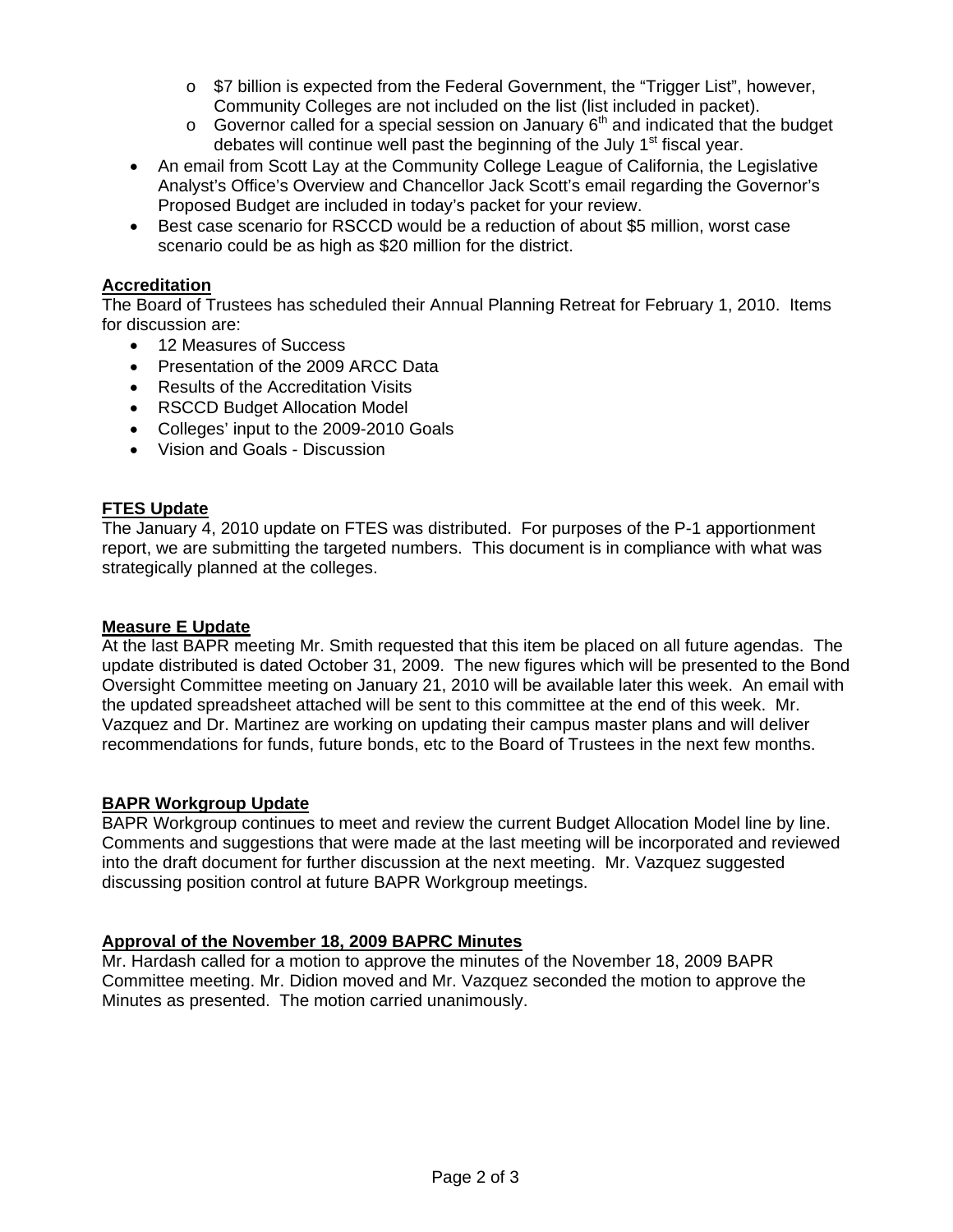- $7 billion is expected from the Federal Government, the "Trigger List", however, Community Colleges are not included on the list (list included in packet).
    - Governor called for a special session on January 6th and indicated that the budget debates will continue well past the beginning of the July 1st fiscal year.
- An email from Scott Lay at the Community College League of California, the Legislative Analyst's Office's Overview and Chancellor Jack Scott's email regarding the Governor's Proposed Budget are included in today's packet for your review.
- Best case scenario for RSCCD would be a reduction of about $5 million, worst case scenario could be as high as $20 million for the district.

**Accreditation**

The Board of Trustees has scheduled their Annual Planning Retreat for February 1, 2010. Items for discussion are:

- 12 Measures of Success
- Presentation of the 2009 ARCC Data
- Results of the Accreditation Visits
- RSCCD Budget Allocation Model
- Colleges' input to the 2009-2010 Goals
- Vision and Goals - Discussion

**FTES Update**

The January 4, 2010 update on FTES was distributed. For purposes of the P-1 apportionment report, we are submitting the targeted numbers. This document is in compliance with what was strategically planned at the colleges.

**Measure E Update**

At the last BAPR meeting Mr. Smith requested that this item be placed on all future agendas. The update distributed is dated October 31, 2009. The new figures which will be presented to the Bond Oversight Committee meeting on January 21, 2010 will be available later this week. An email with the updated spreadsheet attached will be sent to this committee at the end of this week. Mr. Vazquez and Dr. Martinez are working on updating their campus master plans and will deliver recommendations for funds, future bonds, etc to the Board of Trustees in the next few months.

**BAPR Workgroup Update**

BAPR Workgroup continues to meet and review the current Budget Allocation Model line by line. Comments and suggestions that were made at the last meeting will be incorporated and reviewed into the draft document for further discussion at the next meeting. Mr. Vazquez suggested discussing position control at future BAPR Workgroup meetings.

**Approval of the November 18, 2009 BAPRC Minutes**

Mr. Hardash called for a motion to approve the minutes of the November 18, 2009 BAPR Committee meeting. Mr. Didion moved and Mr. Vazquez seconded the motion to approve the Minutes as presented. The motion carried unanimously.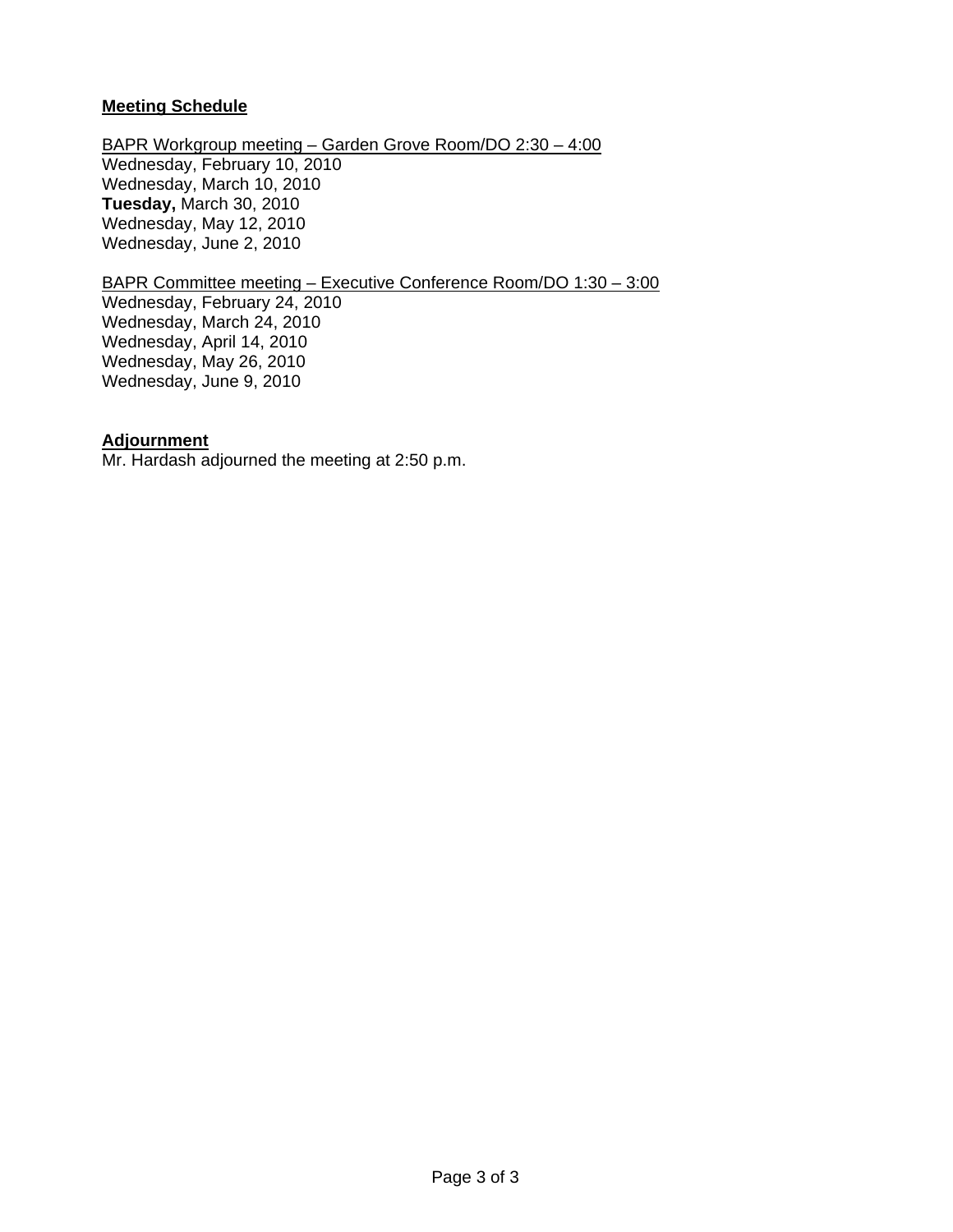**Meeting Schedule**

BAPR Workgroup meeting – Garden Grove Room/DO 2:30 – 4:00
Wednesday, February 10, 2010
Wednesday, March 10, 2010
**Tuesday,** March 30, 2010
Wednesday, May 12, 2010
Wednesday, June 2, 2010

BAPR Committee meeting – Executive Conference Room/DO 1:30 – 3:00
Wednesday, February 24, 2010
Wednesday, March 24, 2010
Wednesday, April 14, 2010
Wednesday, May 26, 2010
Wednesday, June 9, 2010

**Adjournment**
Mr. Hardash adjourned the meeting at 2:50 p.m.